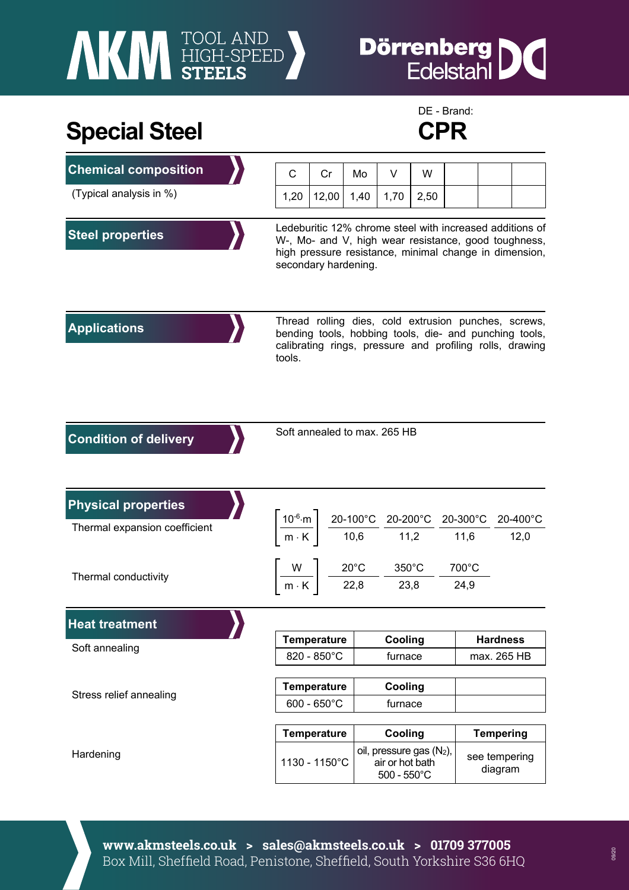# AKM TOOL AND HIGH-SPEED STEELS

**Dörrenberg Edelstahl**

# Special Steel

DE - Brand:

## CPR

## Chemical composition

(Typical analysis in %)

| C | Cr | Mo | V | W | | | |
|---|---|---|---|---|---|---|---|
| 1,20 | 12,00 | 1,40 | 1,70 | 2,50 | | | |

## Steel properties

Ledeburitic 12% chrome steel with increased additions of W-, Mo- and V, high wear resistance, good toughness, high pressure resistance, minimal change in dimension, secondary hardening.

## Applications

Thread rolling dies, cold extrusion punches, screws, bending tools, hobbing tools, die- and punching tools, calibrating rings, pressure and profiling rolls, drawing tools.

## Condition of delivery

Soft annealed to max. 265 HB

## Physical properties

Thermal expansion coefficient

| $\left[\frac{10^{-6} \cdot m}{m \cdot K}\right]$ | 20-100°C | 20-200°C | 20-300°C | 20-400°C |
|---|---|---|---|---|
| | 10,6 | 11,2 | 11,6 | 12,0 |

Thermal conductivity

| $\left[\frac{W}{m \cdot K}\right]$ | 20°C | 350°C | 700°C |
|---|---|---|---|
| | 22,8 | 23,8 | 24,9 |

## Heat treatment

Soft annealing

| Temperature | Cooling | Hardness |
|---|---|---|
| 820 - 850°C | furnace | max. 265 HB |

Stress relief annealing

| Temperature | Cooling | |
|---|---|---|
| 600 - 650°C | furnace | |

Hardening

| Temperature | Cooling | Tempering |
|---|---|---|
| 1130 - 1150°C | oil, pressure gas ($N_2$), air or hot bath 500 - 550°C | see tempering diagram |

**www.akmsteels.co.uk > sales@akmsteels.co.uk > 01709 377005**
Box Mill, Sheffield Road, Penistone, Sheffield, South Yorkshire S36 6HQ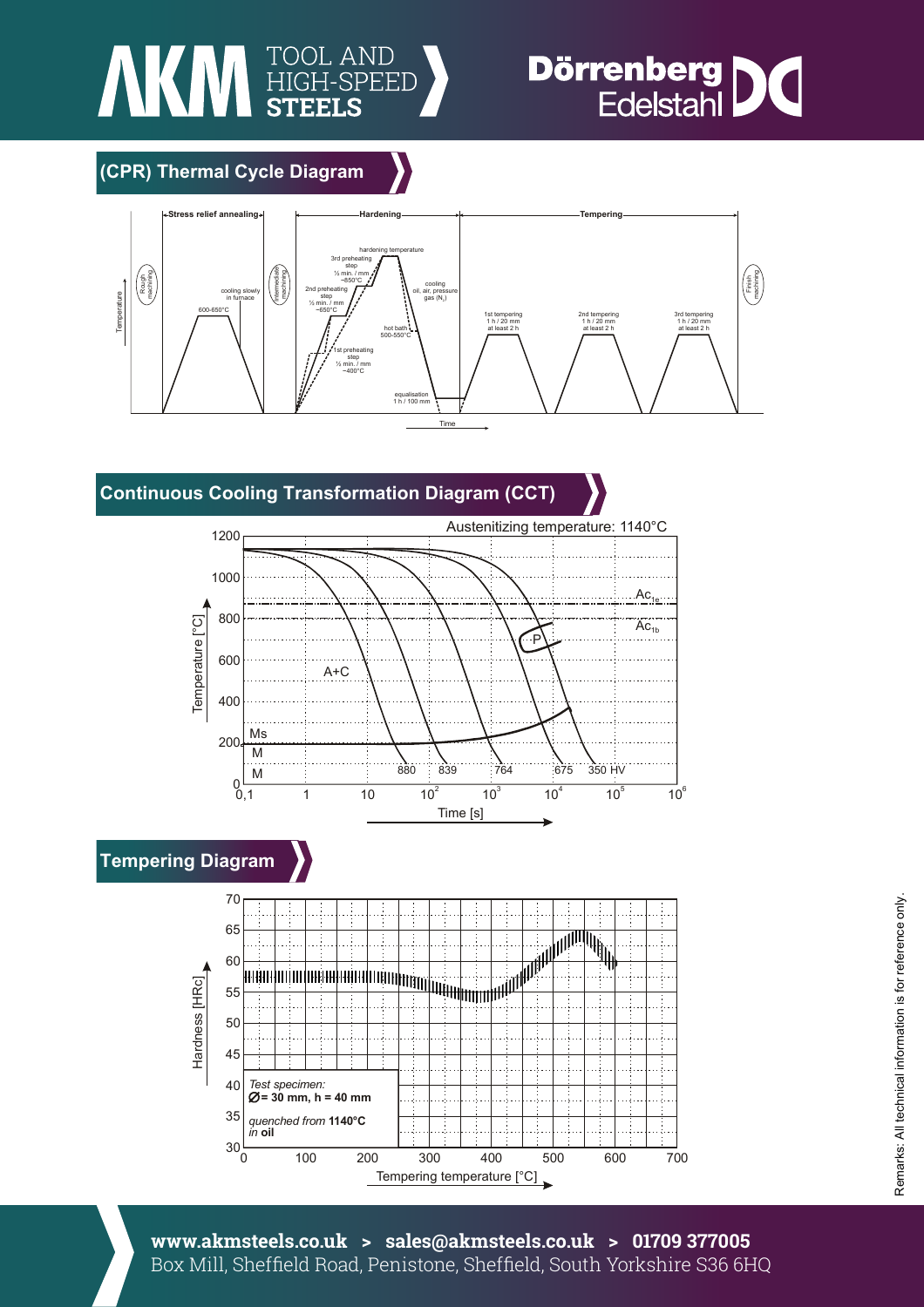## (CPR) Thermal Cycle Diagram

Stress relief annealing
Hardening
Tempering

Temperature
Rough machining
600-650°C
cooling slowly in furnace
Intermediate machining
hardening temperature
3rd preheating step
½ min. / mm
~850°C
2nd preheating step
½ min. / mm
~650°C
1st preheating step
½ min. / mm
~400°C
cooling
oil, air, pressure gas ($N_2$)
hot bath
500-550°C
equalisation
1 h / 100 mm
1st tempering
1 h / 20 mm
at least 2 h
2nd tempering
1 h / 20 mm
at least 2 h
3rd tempering
1 h / 20 mm
at least 2 h
Finish machining
Time

## Continuous Cooling Transformation Diagram (CCT)

Austenitizing temperature: 1140°C

Temperature [°C]
1200
1000
800
600
400
200
0
$Ac_{1e}$
$Ac_{1b}$
P
A+C
Ms
M
M
880
839
764
675
350 HV
0,1
1
10
$10^2$
$10^3$
$10^4$
$10^5$
$10^6$
Time [s]

## Tempering Diagram

Hardness [HRc]
70
65
60
55
50
45
40
35
30

*Test specimen:*
**Ø = 30 mm, h = 40 mm**

*quenched from* **1140°C**
*in* **oil**

0
100
200
300
400
500
600
700
Tempering temperature [°C]

Remarks: All technical information is for reference only.

**www.akmsteels.co.uk > sales@akmsteels.co.uk > 01709 377005**
Box Mill, Sheffield Road, Penistone, Sheffield, South Yorkshire S36 6HQ